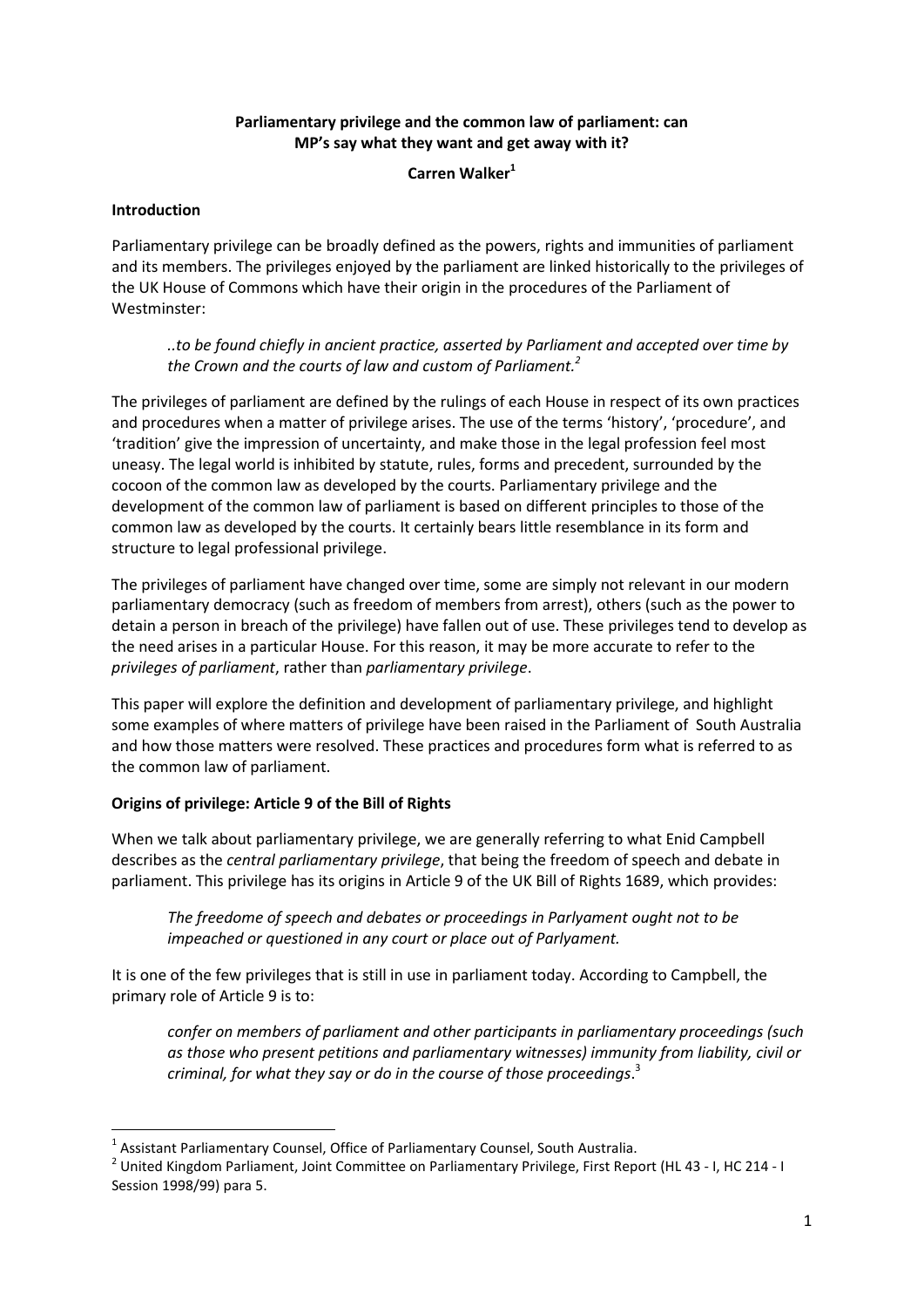**Parliamentary privilege and the common law of parliament: can MP's say what they want and get away with it?**

**Carren Walker**[1]

## Introduction

Parliamentary privilege can be broadly defined as the powers, rights and immunities of parliament and its members. The privileges enjoyed by the parliament are linked historically to the privileges of the UK House of Commons which have their origin in the procedures of the Parliament of Westminster:

> *..to be found chiefly in ancient practice, asserted by Parliament and accepted over time by the Crown and the courts of law and custom of Parliament.*[2]

The privileges of parliament are defined by the rulings of each House in respect of its own practices and procedures when a matter of privilege arises. The use of the terms 'history', 'procedure', and 'tradition' give the impression of uncertainty, and make those in the legal profession feel most uneasy. The legal world is inhibited by statute, rules, forms and precedent, surrounded by the cocoon of the common law as developed by the courts. Parliamentary privilege and the development of the common law of parliament is based on different principles to those of the common law as developed by the courts. It certainly bears little resemblance in its form and structure to legal professional privilege.

The privileges of parliament have changed over time, some are simply not relevant in our modern parliamentary democracy (such as freedom of members from arrest), others (such as the power to detain a person in breach of the privilege) have fallen out of use. These privileges tend to develop as the need arises in a particular House. For this reason, it may be more accurate to refer to the *privileges of parliament*, rather than *parliamentary privilege*.

This paper will explore the definition and development of parliamentary privilege, and highlight some examples of where matters of privilege have been raised in the Parliament of South Australia and how those matters were resolved. These practices and procedures form what is referred to as the common law of parliament.

## Origins of privilege: Article 9 of the Bill of Rights

When we talk about parliamentary privilege, we are generally referring to what Enid Campbell describes as the *central parliamentary privilege*, that being the freedom of speech and debate in parliament. This privilege has its origins in Article 9 of the UK Bill of Rights 1689, which provides:

> *The freedome of speech and debates or proceedings in Parlyament ought not to be impeached or questioned in any court or place out of Parlyament.*

It is one of the few privileges that is still in use in parliament today. According to Campbell, the primary role of Article 9 is to:

> *confer on members of parliament and other participants in parliamentary proceedings (such as those who present petitions and parliamentary witnesses) immunity from liability, civil or criminal, for what they say or do in the course of those proceedings*.[3]

---

[1] Assistant Parliamentary Counsel, Office of Parliamentary Counsel, South Australia.

[2] United Kingdom Parliament, Joint Committee on Parliamentary Privilege, First Report (HL 43 - I, HC 214 - I Session 1998/99) para 5.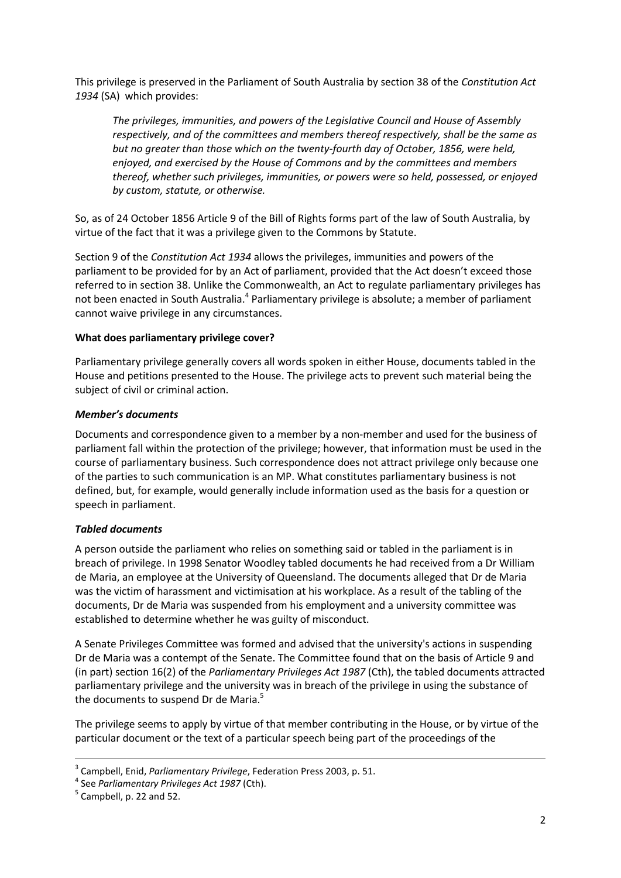This privilege is preserved in the Parliament of South Australia by section 38 of the *Constitution Act 1934* (SA) which provides:

> *The privileges, immunities, and powers of the Legislative Council and House of Assembly respectively, and of the committees and members thereof respectively, shall be the same as but no greater than those which on the twenty-fourth day of October, 1856, were held, enjoyed, and exercised by the House of Commons and by the committees and members thereof, whether such privileges, immunities, or powers were so held, possessed, or enjoyed by custom, statute, or otherwise.*

So, as of 24 October 1856 Article 9 of the Bill of Rights forms part of the law of South Australia, by virtue of the fact that it was a privilege given to the Commons by Statute.

Section 9 of the *Constitution Act 1934* allows the privileges, immunities and powers of the parliament to be provided for by an Act of parliament, provided that the Act doesn't exceed those referred to in section 38. Unlike the Commonwealth, an Act to regulate parliamentary privileges has not been enacted in South Australia.[4] Parliamentary privilege is absolute; a member of parliament cannot waive privilege in any circumstances.

**What does parliamentary privilege cover?**

Parliamentary privilege generally covers all words spoken in either House, documents tabled in the House and petitions presented to the House. The privilege acts to prevent such material being the subject of civil or criminal action.

***Member's documents***

Documents and correspondence given to a member by a non-member and used for the business of parliament fall within the protection of the privilege; however, that information must be used in the course of parliamentary business. Such correspondence does not attract privilege only because one of the parties to such communication is an MP. What constitutes parliamentary business is not defined, but, for example, would generally include information used as the basis for a question or speech in parliament.

***Tabled documents***

A person outside the parliament who relies on something said or tabled in the parliament is in breach of privilege. In 1998 Senator Woodley tabled documents he had received from a Dr William de Maria, an employee at the University of Queensland. The documents alleged that Dr de Maria was the victim of harassment and victimisation at his workplace. As a result of the tabling of the documents, Dr de Maria was suspended from his employment and a university committee was established to determine whether he was guilty of misconduct.

A Senate Privileges Committee was formed and advised that the university's actions in suspending Dr de Maria was a contempt of the Senate. The Committee found that on the basis of Article 9 and (in part) section 16(2) of the *Parliamentary Privileges Act 1987* (Cth), the tabled documents attracted parliamentary privilege and the university was in breach of the privilege in using the substance of the documents to suspend Dr de Maria.[5]

The privilege seems to apply by virtue of that member contributing in the House, or by virtue of the particular document or the text of a particular speech being part of the proceedings of the

---

[3] Campbell, Enid, *Parliamentary Privilege*, Federation Press 2003, p. 51.

[4] See *Parliamentary Privileges Act 1987* (Cth).

[5] Campbell, p. 22 and 52.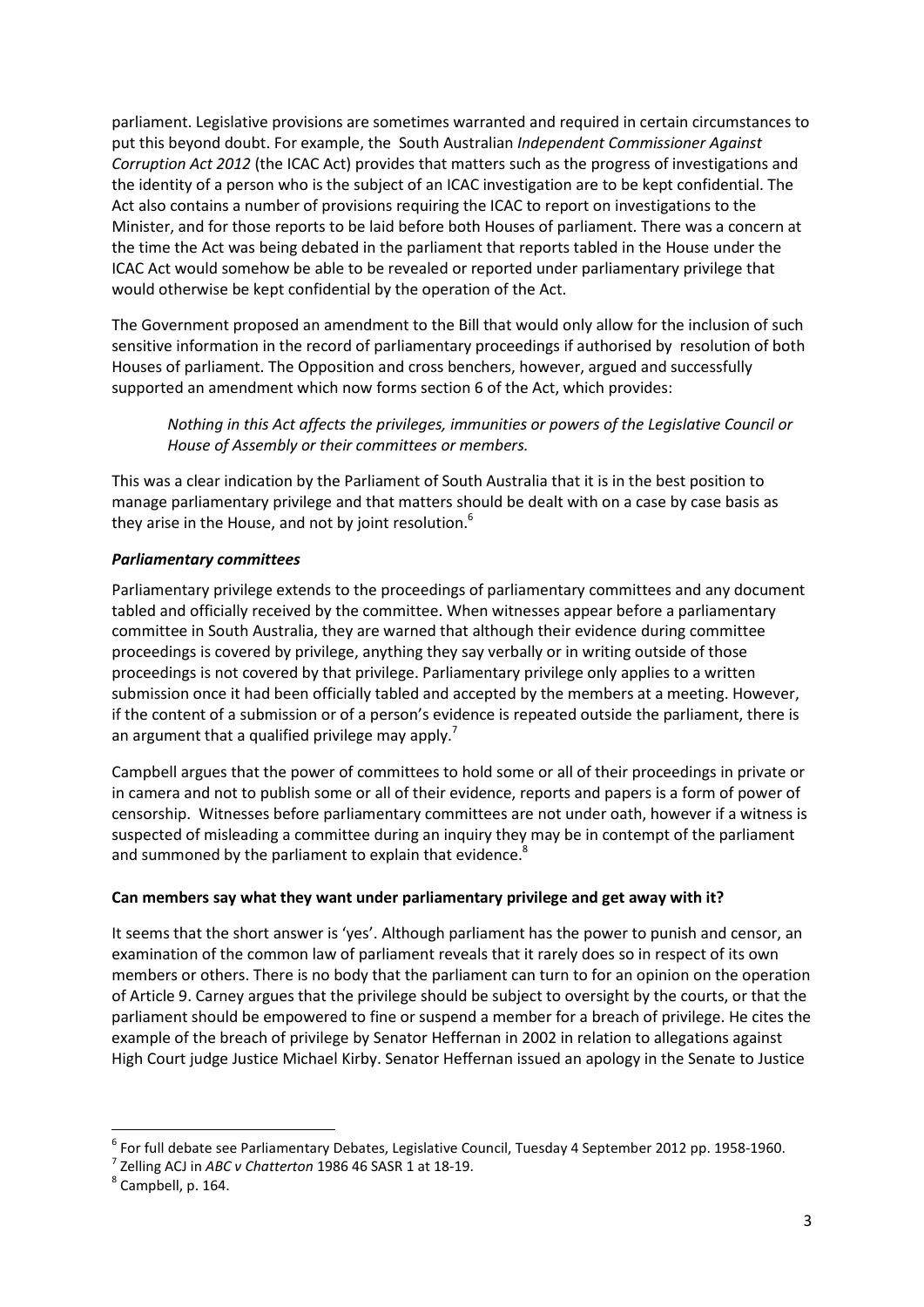parliament. Legislative provisions are sometimes warranted and required in certain circumstances to put this beyond doubt. For example, the South Australian *Independent Commissioner Against Corruption Act 2012* (the ICAC Act) provides that matters such as the progress of investigations and the identity of a person who is the subject of an ICAC investigation are to be kept confidential. The Act also contains a number of provisions requiring the ICAC to report on investigations to the Minister, and for those reports to be laid before both Houses of parliament. There was a concern at the time the Act was being debated in the parliament that reports tabled in the House under the ICAC Act would somehow be able to be revealed or reported under parliamentary privilege that would otherwise be kept confidential by the operation of the Act.

The Government proposed an amendment to the Bill that would only allow for the inclusion of such sensitive information in the record of parliamentary proceedings if authorised by resolution of both Houses of parliament. The Opposition and cross benchers, however, argued and successfully supported an amendment which now forms section 6 of the Act, which provides:

> *Nothing in this Act affects the privileges, immunities or powers of the Legislative Council or House of Assembly or their committees or members.*

This was a clear indication by the Parliament of South Australia that it is in the best position to manage parliamentary privilege and that matters should be dealt with on a case by case basis as they arise in the House, and not by joint resolution.[6]

***Parliamentary committees***

Parliamentary privilege extends to the proceedings of parliamentary committees and any document tabled and officially received by the committee. When witnesses appear before a parliamentary committee in South Australia, they are warned that although their evidence during committee proceedings is covered by privilege, anything they say verbally or in writing outside of those proceedings is not covered by that privilege. Parliamentary privilege only applies to a written submission once it had been officially tabled and accepted by the members at a meeting. However, if the content of a submission or of a person's evidence is repeated outside the parliament, there is an argument that a qualified privilege may apply.[7]

Campbell argues that the power of committees to hold some or all of their proceedings in private or in camera and not to publish some or all of their evidence, reports and papers is a form of power of censorship. Witnesses before parliamentary committees are not under oath, however if a witness is suspected of misleading a committee during an inquiry they may be in contempt of the parliament and summoned by the parliament to explain that evidence.[8]

**Can members say what they want under parliamentary privilege and get away with it?**

It seems that the short answer is 'yes'. Although parliament has the power to punish and censor, an examination of the common law of parliament reveals that it rarely does so in respect of its own members or others. There is no body that the parliament can turn to for an opinion on the operation of Article 9. Carney argues that the privilege should be subject to oversight by the courts, or that the parliament should be empowered to fine or suspend a member for a breach of privilege. He cites the example of the breach of privilege by Senator Heffernan in 2002 in relation to allegations against High Court judge Justice Michael Kirby. Senator Heffernan issued an apology in the Senate to Justice

---

[6] For full debate see Parliamentary Debates, Legislative Council, Tuesday 4 September 2012 pp. 1958-1960.

[7] Zelling ACJ in *ABC v Chatterton* 1986 46 SASR 1 at 18-19.

[8] Campbell, p. 164.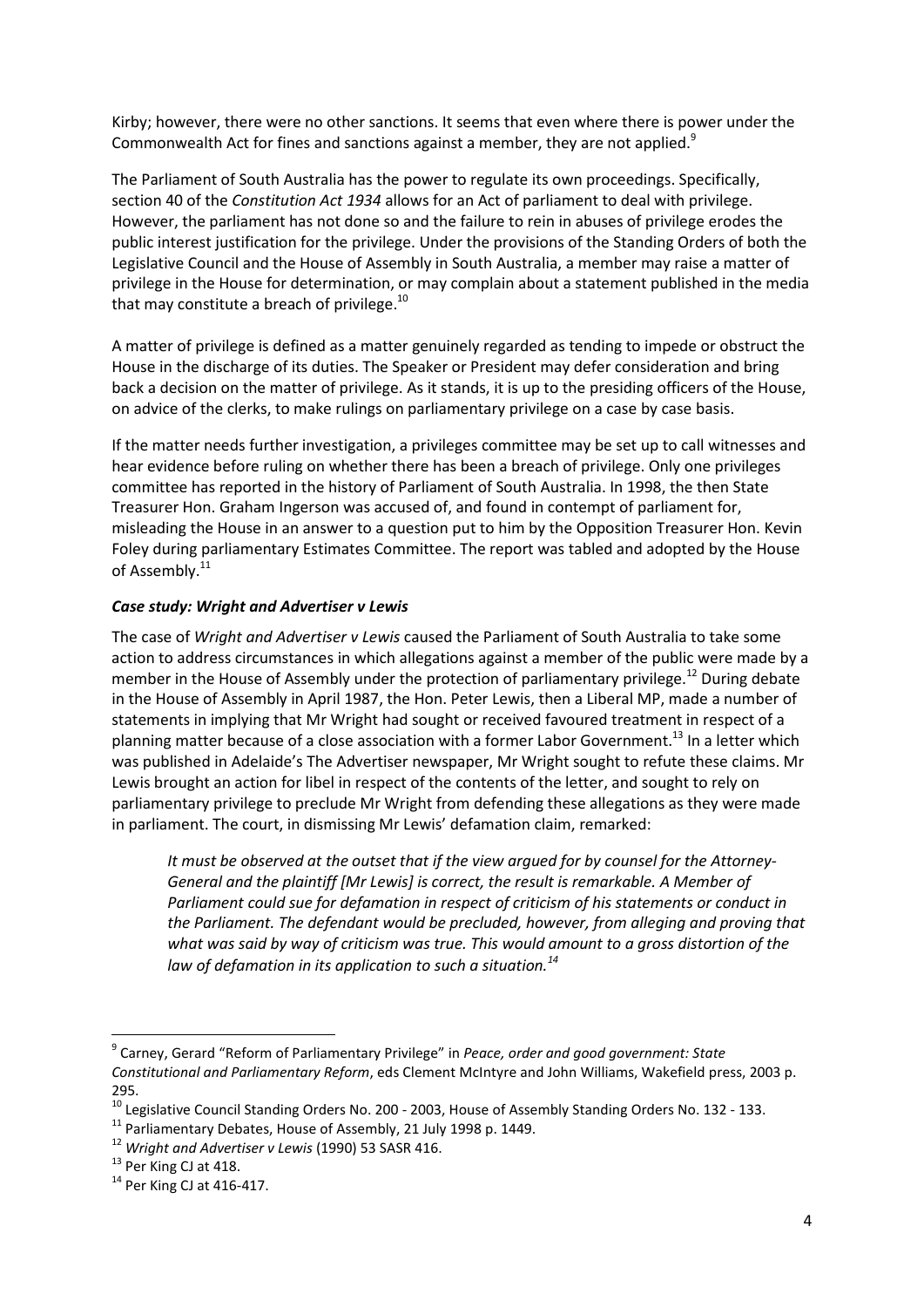Kirby; however, there were no other sanctions. It seems that even where there is power under the Commonwealth Act for fines and sanctions against a member, they are not applied.[9]

The Parliament of South Australia has the power to regulate its own proceedings. Specifically, section 40 of the *Constitution Act 1934* allows for an Act of parliament to deal with privilege. However, the parliament has not done so and the failure to rein in abuses of privilege erodes the public interest justification for the privilege. Under the provisions of the Standing Orders of both the Legislative Council and the House of Assembly in South Australia, a member may raise a matter of privilege in the House for determination, or may complain about a statement published in the media that may constitute a breach of privilege.[10]

A matter of privilege is defined as a matter genuinely regarded as tending to impede or obstruct the House in the discharge of its duties. The Speaker or President may defer consideration and bring back a decision on the matter of privilege. As it stands, it is up to the presiding officers of the House, on advice of the clerks, to make rulings on parliamentary privilege on a case by case basis.

If the matter needs further investigation, a privileges committee may be set up to call witnesses and hear evidence before ruling on whether there has been a breach of privilege. Only one privileges committee has reported in the history of Parliament of South Australia. In 1998, the then State Treasurer Hon. Graham Ingerson was accused of, and found in contempt of parliament for, misleading the House in an answer to a question put to him by the Opposition Treasurer Hon. Kevin Foley during parliamentary Estimates Committee. The report was tabled and adopted by the House of Assembly.[11]

### *Case study: Wright and Advertiser v Lewis*

The case of *Wright and Advertiser v Lewis* caused the Parliament of South Australia to take some action to address circumstances in which allegations against a member of the public were made by a member in the House of Assembly under the protection of parliamentary privilege.[12] During debate in the House of Assembly in April 1987, the Hon. Peter Lewis, then a Liberal MP, made a number of statements in implying that Mr Wright had sought or received favoured treatment in respect of a planning matter because of a close association with a former Labor Government.[13] In a letter which was published in Adelaide's The Advertiser newspaper, Mr Wright sought to refute these claims. Mr Lewis brought an action for libel in respect of the contents of the letter, and sought to rely on parliamentary privilege to preclude Mr Wright from defending these allegations as they were made in parliament. The court, in dismissing Mr Lewis' defamation claim, remarked:

> *It must be observed at the outset that if the view argued for by counsel for the Attorney-General and the plaintiff [Mr Lewis] is correct, the result is remarkable. A Member of Parliament could sue for defamation in respect of criticism of his statements or conduct in the Parliament. The defendant would be precluded, however, from alleging and proving that what was said by way of criticism was true. This would amount to a gross distortion of the law of defamation in its application to such a situation.*[14]

---

[9] Carney, Gerard "Reform of Parliamentary Privilege" in *Peace, order and good government: State Constitutional and Parliamentary Reform*, eds Clement McIntyre and John Williams, Wakefield press, 2003 p. 295.

[10] Legislative Council Standing Orders No. 200 - 2003, House of Assembly Standing Orders No. 132 - 133.

[11] Parliamentary Debates, House of Assembly, 21 July 1998 p. 1449.

[12] *Wright and Advertiser v Lewis* (1990) 53 SASR 416.

[13] Per King CJ at 418.

[14] Per King CJ at 416-417.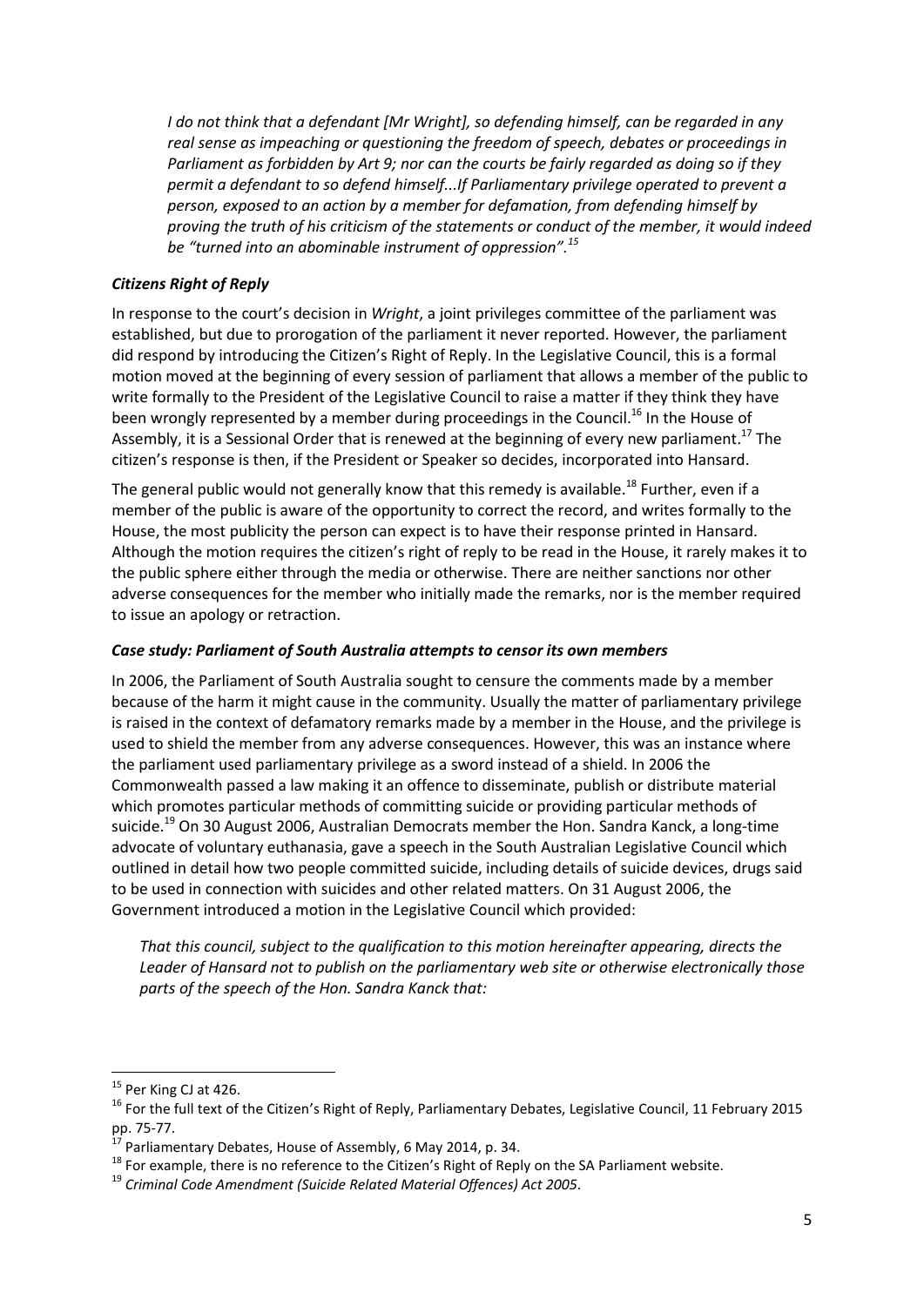*I do not think that a defendant [Mr Wright], so defending himself, can be regarded in any real sense as impeaching or questioning the freedom of speech, debates or proceedings in Parliament as forbidden by Art 9; nor can the courts be fairly regarded as doing so if they permit a defendant to so defend himself...If Parliamentary privilege operated to prevent a person, exposed to an action by a member for defamation, from defending himself by proving the truth of his criticism of the statements or conduct of the member, it would indeed be "turned into an abominable instrument of oppression".*[15]

### *Citizens Right of Reply*

In response to the court's decision in *Wright*, a joint privileges committee of the parliament was established, but due to prorogation of the parliament it never reported. However, the parliament did respond by introducing the Citizen's Right of Reply. In the Legislative Council, this is a formal motion moved at the beginning of every session of parliament that allows a member of the public to write formally to the President of the Legislative Council to raise a matter if they think they have been wrongly represented by a member during proceedings in the Council.[16] In the House of Assembly, it is a Sessional Order that is renewed at the beginning of every new parliament.[17] The citizen's response is then, if the President or Speaker so decides, incorporated into Hansard.

The general public would not generally know that this remedy is available.[18] Further, even if a member of the public is aware of the opportunity to correct the record, and writes formally to the House, the most publicity the person can expect is to have their response printed in Hansard. Although the motion requires the citizen's right of reply to be read in the House, it rarely makes it to the public sphere either through the media or otherwise. There are neither sanctions nor other adverse consequences for the member who initially made the remarks, nor is the member required to issue an apology or retraction.

### *Case study: Parliament of South Australia attempts to censor its own members*

In 2006, the Parliament of South Australia sought to censure the comments made by a member because of the harm it might cause in the community. Usually the matter of parliamentary privilege is raised in the context of defamatory remarks made by a member in the House, and the privilege is used to shield the member from any adverse consequences. However, this was an instance where the parliament used parliamentary privilege as a sword instead of a shield. In 2006 the Commonwealth passed a law making it an offence to disseminate, publish or distribute material which promotes particular methods of committing suicide or providing particular methods of suicide.[19] On 30 August 2006, Australian Democrats member the Hon. Sandra Kanck, a long-time advocate of voluntary euthanasia, gave a speech in the South Australian Legislative Council which outlined in detail how two people committed suicide, including details of suicide devices, drugs said to be used in connection with suicides and other related matters. On 31 August 2006, the Government introduced a motion in the Legislative Council which provided:

*That this council, subject to the qualification to this motion hereinafter appearing, directs the Leader of Hansard not to publish on the parliamentary web site or otherwise electronically those parts of the speech of the Hon. Sandra Kanck that:*

---

[15] Per King CJ at 426.

[16] For the full text of the Citizen's Right of Reply, Parliamentary Debates, Legislative Council, 11 February 2015 pp. 75-77.

[17] Parliamentary Debates, House of Assembly, 6 May 2014, p. 34.

[18] For example, there is no reference to the Citizen's Right of Reply on the SA Parliament website.

[19] *Criminal Code Amendment (Suicide Related Material Offences) Act 2005*.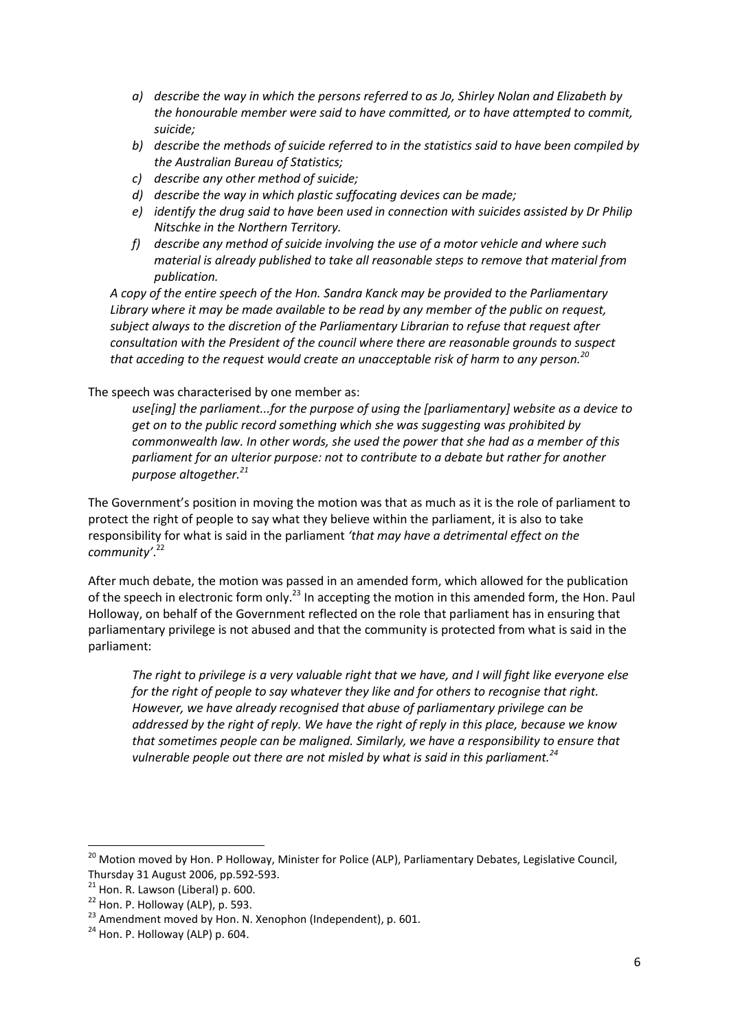> *a) describe the way in which the persons referred to as Jo, Shirley Nolan and Elizabeth by the honourable member were said to have committed, or to have attempted to commit, suicide;*
>
> *b) describe the methods of suicide referred to in the statistics said to have been compiled by the Australian Bureau of Statistics;*
>
> *c) describe any other method of suicide;*
>
> *d) describe the way in which plastic suffocating devices can be made;*
>
> *e) identify the drug said to have been used in connection with suicides assisted by Dr Philip Nitschke in the Northern Territory.*
>
> *f) describe any method of suicide involving the use of a motor vehicle and where such material is already published to take all reasonable steps to remove that material from publication.*
>
> *A copy of the entire speech of the Hon. Sandra Kanck may be provided to the Parliamentary Library where it may be made available to be read by any member of the public on request, subject always to the discretion of the Parliamentary Librarian to refuse that request after consultation with the President of the council where there are reasonable grounds to suspect that acceding to the request would create an unacceptable risk of harm to any person.*[20]

The speech was characterised by one member as:

> *use[ing] the parliament...for the purpose of using the [parliamentary] website as a device to get on to the public record something which she was suggesting was prohibited by commonwealth law. In other words, she used the power that she had as a member of this parliament for an ulterior purpose: not to contribute to a debate but rather for another purpose altogether.*[21]

The Government's position in moving the motion was that as much as it is the role of parliament to protect the right of people to say what they believe within the parliament, it is also to take responsibility for what is said in the parliament *'that may have a detrimental effect on the community'*.[22]

After much debate, the motion was passed in an amended form, which allowed for the publication of the speech in electronic form only.[23] In accepting the motion in this amended form, the Hon. Paul Holloway, on behalf of the Government reflected on the role that parliament has in ensuring that parliamentary privilege is not abused and that the community is protected from what is said in the parliament:

> *The right to privilege is a very valuable right that we have, and I will fight like everyone else for the right of people to say whatever they like and for others to recognise that right. However, we have already recognised that abuse of parliamentary privilege can be addressed by the right of reply. We have the right of reply in this place, because we know that sometimes people can be maligned. Similarly, we have a responsibility to ensure that vulnerable people out there are not misled by what is said in this parliament.*[24]

---

[20] Motion moved by Hon. P Holloway, Minister for Police (ALP), Parliamentary Debates, Legislative Council, Thursday 31 August 2006, pp.592-593.

[21] Hon. R. Lawson (Liberal) p. 600.

[22] Hon. P. Holloway (ALP), p. 593.

[23] Amendment moved by Hon. N. Xenophon (Independent), p. 601.

[24] Hon. P. Holloway (ALP) p. 604.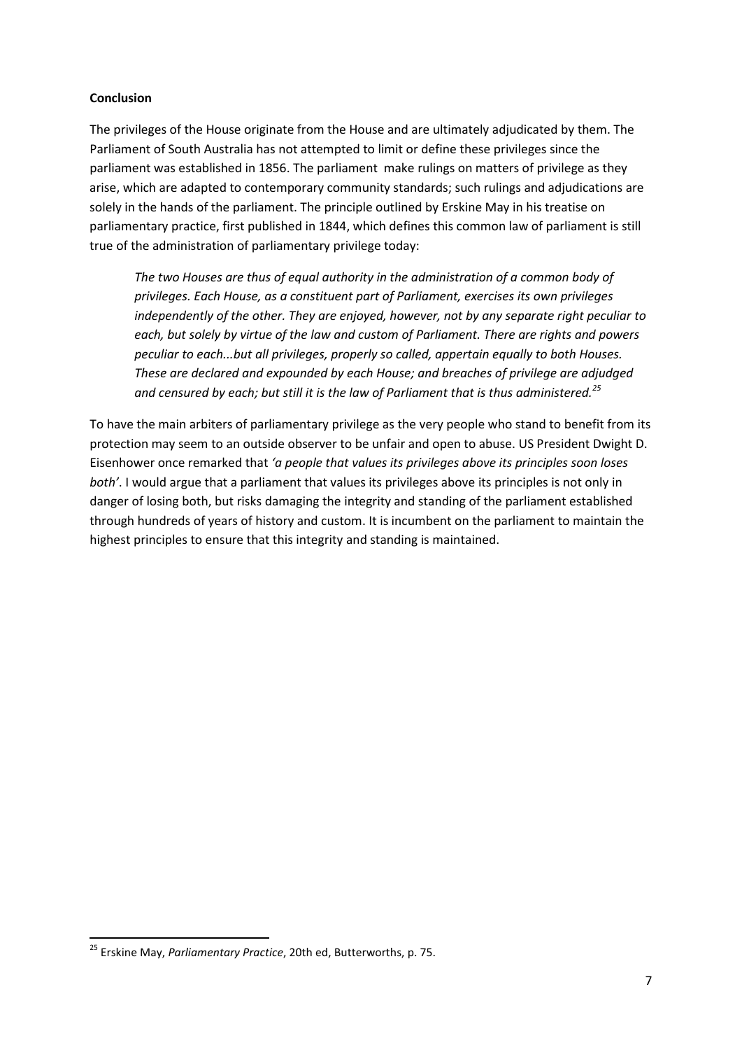**Conclusion**

The privileges of the House originate from the House and are ultimately adjudicated by them. The Parliament of South Australia has not attempted to limit or define these privileges since the parliament was established in 1856. The parliament make rulings on matters of privilege as they arise, which are adapted to contemporary community standards; such rulings and adjudications are solely in the hands of the parliament. The principle outlined by Erskine May in his treatise on parliamentary practice, first published in 1844, which defines this common law of parliament is still true of the administration of parliamentary privilege today:

> *The two Houses are thus of equal authority in the administration of a common body of privileges. Each House, as a constituent part of Parliament, exercises its own privileges independently of the other. They are enjoyed, however, not by any separate right peculiar to each, but solely by virtue of the law and custom of Parliament. There are rights and powers peculiar to each...but all privileges, properly so called, appertain equally to both Houses. These are declared and expounded by each House; and breaches of privilege are adjudged and censured by each; but still it is the law of Parliament that is thus administered.*[25]

To have the main arbiters of parliamentary privilege as the very people who stand to benefit from its protection may seem to an outside observer to be unfair and open to abuse. US President Dwight D. Eisenhower once remarked that *'a people that values its privileges above its principles soon loses both'*. I would argue that a parliament that values its privileges above its principles is not only in danger of losing both, but risks damaging the integrity and standing of the parliament established through hundreds of years of history and custom. It is incumbent on the parliament to maintain the highest principles to ensure that this integrity and standing is maintained.

[25] Erskine May, *Parliamentary Practice*, 20th ed, Butterworths, p. 75.